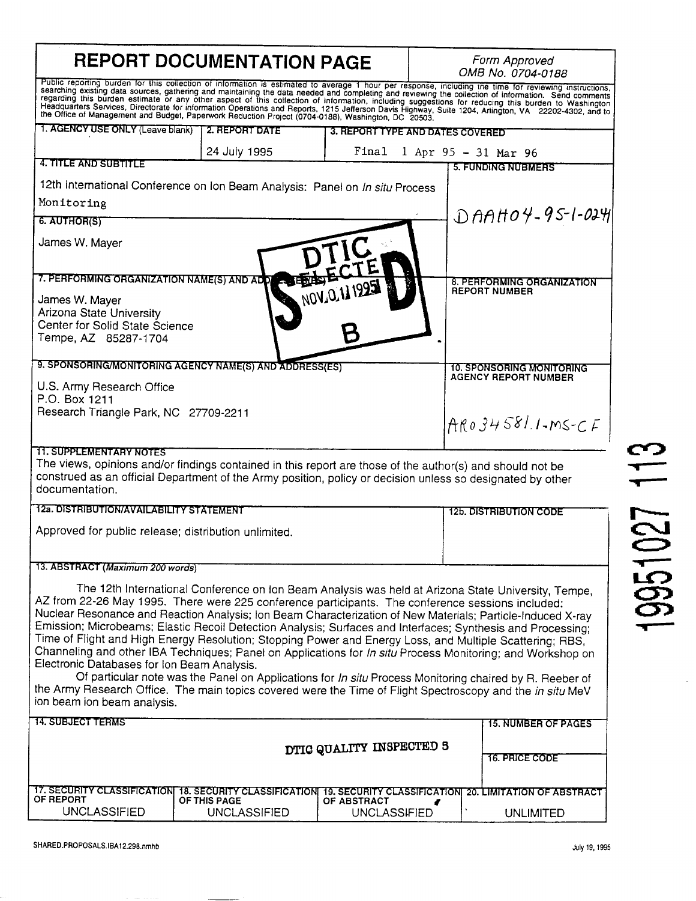# REPORT DOCUMENTATION PAGE

*Form Approved OMB No. 0704-0188*

Public reporting burden for this collection of information is estimated to average 1 hour per response, including the time for reviewing instructions, searching existing data sources, gathering and maintaining the data needed and completing and reviewing the collection of information. Send comments regarding this burden estimate or any other aspect of this collection of information, including suggestions for reducing this burden to Washington Headquarters Services, Directorate for information Operations and Reports, 1215 Jefferson Davis Highway, Suite 1204, Arlington, VA 22202-4302, and to the Office of Management and Budget, Paperwork Reduction Project (0704-0188), Washington, DC 20503.

| 1. AGENCY USE ONLY (Leave blank) | 2. REPORT DATE | 3. REPORT TYPE AND DATES COVERED |
|---|---|---|
| | 24 July 1995 | Final 1 Apr 95 - 31 Mar 96 |

**4. TITLE AND SUBTITLE**

12th International Conference on Ion Beam Analysis: Panel on *In situ* Process Monitoring

**5. FUNDING NUBMERS**

DAAH04-95-1-0241

**6. AUTHOR(S)**

James W. Mayer

**7. PERFORMING ORGANIZATION NAME(S) AND ADDRESS(ES)**

James W. Mayer
Arizona State University
Center for Solid State Science
Tempe, AZ 85287-1704

**8. PERFORMING ORGANIZATION REPORT NUMBER**

DTIC ELECTE NOV 01 1995 S B D

**9. SPONSORING/MONITORING AGENCY NAME(S) AND ADDRESS(ES)**

U.S. Army Research Office
P.O. Box 1211
Research Triangle Park, NC 27709-2211

**10. SPONSORING MONITORING AGENCY REPORT NUMBER**

ARO 34581.1-MS-CF

**11. SUPPLEMENTARY NOTES**

The views, opinions and/or findings contained in this report are those of the author(s) and should not be construed as an official Department of the Army position, policy or decision unless so designated by other documentation.

**12a. DISTRIBUTION/AVAILABILITY STATEMENT**

Approved for public release; distribution unlimited.

**12b. DISTRIBUTION CODE**

**13. ABSTRACT (*Maximum 200 words*)**

The 12th International Conference on Ion Beam Analysis was held at Arizona State University, Tempe, AZ from 22-26 May 1995. There were 225 conference participants. The conference sessions included: Nuclear Resonance and Reaction Analysis; Ion Beam Characterization of New Materials; Particle-Induced X-ray Emission; Microbeams; Elastic Recoil Detection Analysis; Surfaces and Interfaces; Synthesis and Processing; Time of Flight and High Energy Resolution; Stopping Power and Energy Loss, and Multiple Scattering; RBS, Channeling and other IBA Techniques; Panel on Applications for *In situ* Process Monitoring; and Workshop on Electronic Databases for Ion Beam Analysis.

Of particular note was the Panel on Applications for *In situ* Process Monitoring chaired by R. Reeber of the Army Research Office. The main topics covered were the Time of Flight Spectroscopy and the *in situ* MeV ion beam ion beam analysis.

**14. SUBJECT TERMS**

DTIC QUALITY INSPECTED 5

**15. NUMBER OF PAGES**

**16. PRICE CODE**

| 17. SECURITY CLASSIFICATION OF REPORT | 18. SECURITY CLASSIFICATION OF THIS PAGE | 19. SECURITY CLASSIFICATION OF ABSTRACT | 20. LIMITATION OF ABSTRACT |
|---|---|---|---|
| UNCLASSIFIED | UNCLASSIFIED | UNCLASSIFIED | UNLIMITED |

19951027 113

SHARED.PROPOSALS.IBA12.298.nmhb

July 19, 1995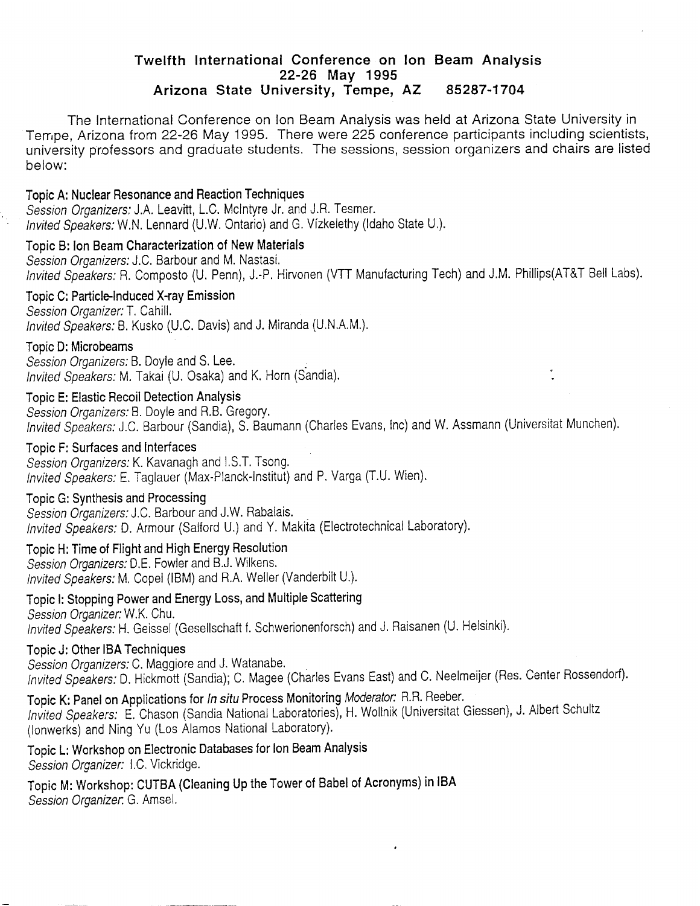# Twelfth International Conference on Ion Beam Analysis
## 22-26 May 1995
## Arizona State University, Tempe, AZ 85287-1704

The International Conference on Ion Beam Analysis was held at Arizona State University in Tempe, Arizona from 22-26 May 1995. There were 225 conference participants including scientists, university professors and graduate students. The sessions, session organizers and chairs are listed below:

**Topic A: Nuclear Resonance and Reaction Techniques**
*Session Organizers:* J.A. Leavitt, L.C. McIntyre Jr. and J.R. Tesmer.
*Invited Speakers:* W.N. Lennard (U.W. Ontario) and G. Vízkelethy (Idaho State U.).

**Topic B: Ion Beam Characterization of New Materials**
*Session Organizers:* J.C. Barbour and M. Nastasi.
*Invited Speakers:* R. Composto (U. Penn), J.-P. Hirvonen (VTT Manufacturing Tech) and J.M. Phillips(AT&T Bell Labs).

**Topic C: Particle-Induced X-ray Emission**
*Session Organizer:* T. Cahill.
*Invited Speakers:* B. Kusko (U.C. Davis) and J. Miranda (U.N.A.M.).

**Topic D: Microbeams**
*Session Organizers:* B. Doyle and S. Lee.
*Invited Speakers:* M. Takai (U. Osaka) and K. Horn (Sandia).

**Topic E: Elastic Recoil Detection Analysis**
*Session Organizers:* B. Doyle and R.B. Gregory.
*Invited Speakers:* J.C. Barbour (Sandia), S. Baumann (Charles Evans, Inc) and W. Assmann (Universitat Munchen).

**Topic F: Surfaces and Interfaces**
*Session Organizers:* K. Kavanagh and I.S.T. Tsong.
*Invited Speakers:* E. Taglauer (Max-Planck-Institut) and P. Varga (T.U. Wien).

**Topic G: Synthesis and Processing**
*Session Organizers:* J.C. Barbour and J.W. Rabalais.
*Invited Speakers:* D. Armour (Salford U.) and Y. Makita (Electrotechnical Laboratory).

**Topic H: Time of Flight and High Energy Resolution**
*Session Organizers:* D.E. Fowler and B.J. Wilkens.
*Invited Speakers:* M. Copel (IBM) and R.A. Weller (Vanderbilt U.).

**Topic I: Stopping Power and Energy Loss, and Multiple Scattering**
*Session Organizer:* W.K. Chu.
*Invited Speakers:* H. Geissel (Gesellschaft f. Schwerionenforsch) and J. Raisanen (U. Helsinki).

**Topic J: Other IBA Techniques**
*Session Organizers:* C. Maggiore and J. Watanabe.
*Invited Speakers:* D. Hickmott (Sandia); C. Magee (Charles Evans East) and C. Neelmeijer (Res. Center Rossendorf).

**Topic K: Panel on Applications for *In situ* Process Monitoring** *Moderator:* R.R. Reeber.
*Invited Speakers:* E. Chason (Sandia National Laboratories), H. Wollnik (Universitat Giessen), J. Albert Schultz (Ionwerks) and Ning Yu (Los Alamos National Laboratory).

**Topic L: Workshop on Electronic Databases for Ion Beam Analysis**
*Session Organizer:* I.C. Vickridge.

**Topic M: Workshop: CUTBA (Cleaning Up the Tower of Babel of Acronyms) in IBA**
*Session Organizer:* G. Amsel.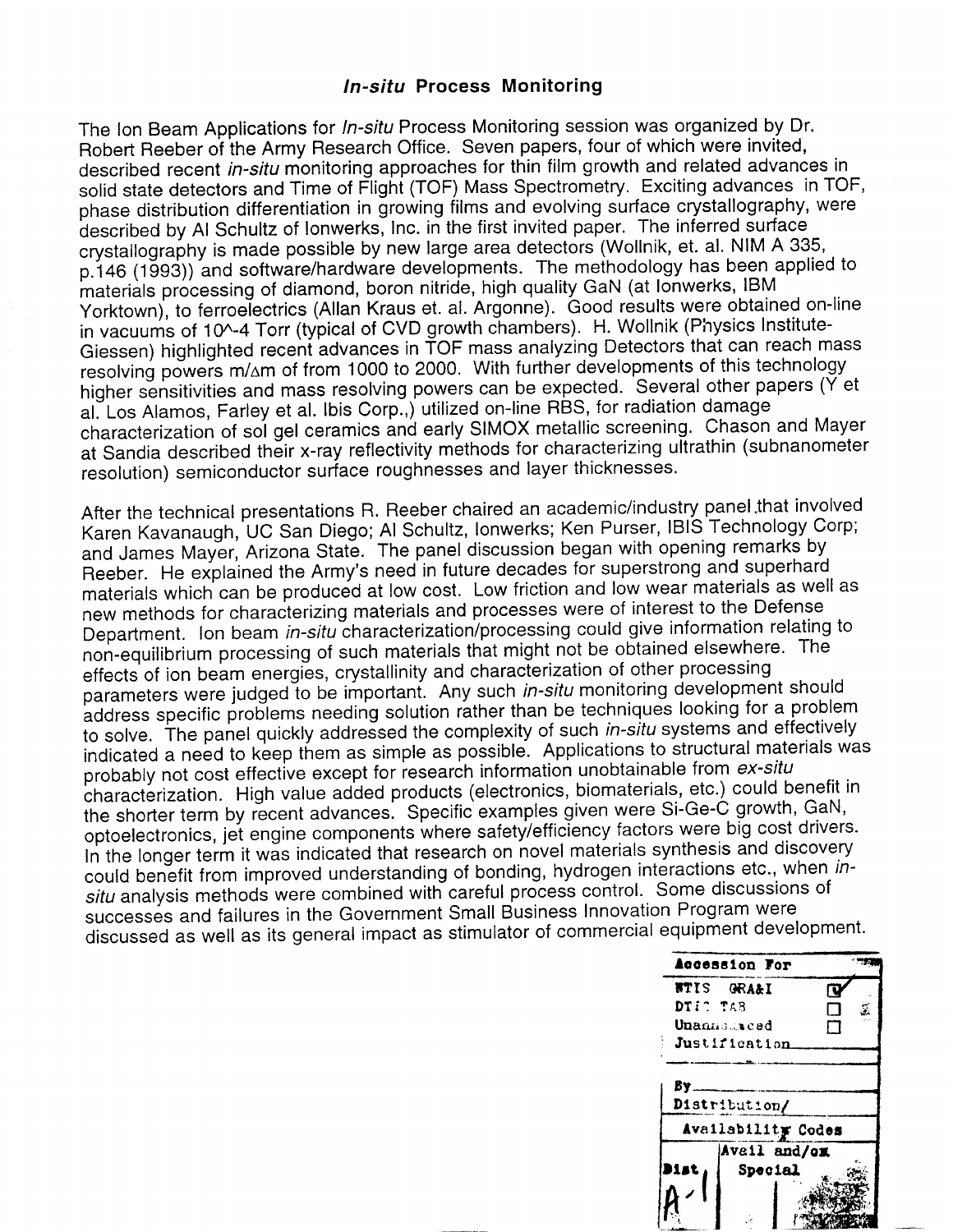# *In-situ* Process Monitoring

The Ion Beam Applications for *In-situ* Process Monitoring session was organized by Dr. Robert Reeber of the Army Research Office. Seven papers, four of which were invited, described recent *in-situ* monitoring approaches for thin film growth and related advances in solid state detectors and Time of Flight (TOF) Mass Spectrometry. Exciting advances in TOF, phase distribution differentiation in growing films and evolving surface crystallography, were described by Al Schultz of Ionwerks, Inc. in the first invited paper. The inferred surface crystallography is made possible by new large area detectors (Wollnik, et. al. NIM A 335, p.146 (1993)) and software/hardware developments. The methodology has been applied to materials processing of diamond, boron nitride, high quality GaN (at Ionwerks, IBM Yorktown), to ferroelectrics (Allan Kraus et. al. Argonne). Good results were obtained on-line in vacuums of 10^-4 Torr (typical of CVD growth chambers). H. Wollnik (Physics Institute-Giessen) highlighted recent advances in TOF mass analyzing Detectors that can reach mass resolving powers $m/\Delta m$ of from 1000 to 2000. With further developments of this technology higher sensitivities and mass resolving powers can be expected. Several other papers (Y et al. Los Alamos, Farley et al. Ibis Corp.,) utilized on-line RBS, for radiation damage characterization of sol gel ceramics and early SIMOX metallic screening. Chason and Mayer at Sandia described their x-ray reflectivity methods for characterizing ultrathin (subnanometer resolution) semiconductor surface roughnesses and layer thicknesses.

After the technical presentations R. Reeber chaired an academic/industry panel that involved Karen Kavanaugh, UC San Diego; Al Schultz, Ionwerks; Ken Purser, IBIS Technology Corp; and James Mayer, Arizona State. The panel discussion began with opening remarks by Reeber. He explained the Army's need in future decades for superstrong and superhard materials which can be produced at low cost. Low friction and low wear materials as well as new methods for characterizing materials and processes were of interest to the Defense Department. Ion beam *in-situ* characterization/processing could give information relating to non-equilibrium processing of such materials that might not be obtained elsewhere. The effects of ion beam energies, crystallinity and characterization of other processing parameters were judged to be important. Any such *in-situ* monitoring development should address specific problems needing solution rather than be techniques looking for a problem to solve. The panel quickly addressed the complexity of such *in-situ* systems and effectively indicated a need to keep them as simple as possible. Applications to structural materials was probably not cost effective except for research information unobtainable from *ex-situ* characterization. High value added products (electronics, biomaterials, etc.) could benefit in the shorter term by recent advances. Specific examples given were Si-Ge-C growth, GaN, optoelectronics, jet engine components where safety/efficiency factors were big cost drivers. In the longer term it was indicated that research on novel materials synthesis and discovery could benefit from improved understanding of bonding, hydrogen interactions etc., when *in-situ* analysis methods were combined with careful process control. Some discussions of successes and failures in the Government Small Business Innovation Program were discussed as well as its general impact as stimulator of commercial equipment development.

| Accession For | |
|---|---|
| NTIS GRA&I | ☑ |
| DTIC TAB | ☐ |
| Unannounced | ☐ |
| Justification | |
| By | |
| Distribution/ | |
| Availability Codes | |
| Dist | Avail and/or Special |
| A-1 | |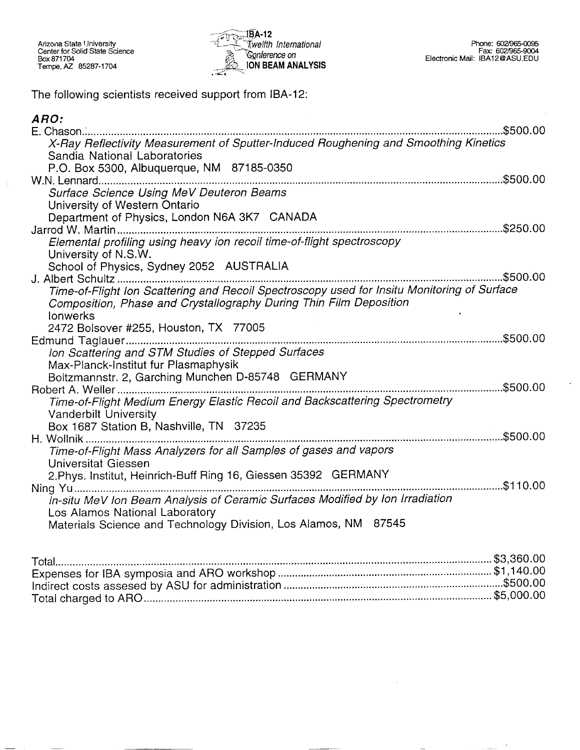Arizona State University
Center for Solid State Science
Box 871704
Tempe, AZ 85287-1704

**IBA-12**
*Twelfth International Conference on*
**ION BEAM ANALYSIS**

Phone: 602/965-0095
Fax: 602/965-9004
Electronic Mail: IBA12@ASU.EDU

The following scientists received support from IBA-12:

***ARO:***

E. Chason............................................................$500.00
*X-Ray Reflectivity Measurement of Sputter-Induced Roughening and Smoothing Kinetics*
Sandia National Laboratories
P.O. Box 5300, Albuquerque, NM 87185-0350

W.N. Lennard............................................................$500.00
*Surface Science Using MeV Deuteron Beams*
University of Western Ontario
Department of Physics, London N6A 3K7 CANADA

Jarrod W. Martin............................................................$250.00
*Elemental profiling using heavy ion recoil time-of-flight spectroscopy*
University of N.S.W.
School of Physics, Sydney 2052 AUSTRALIA

J. Albert Schultz............................................................$500.00
*Time-of-Flight Ion Scattering and Recoil Spectroscopy used for Insitu Monitoring of Surface Composition, Phase and Crystallography During Thin Film Deposition*
Ionwerks
2472 Bolsover #255, Houston, TX 77005

Edmund Taglauer............................................................$500.00
*Ion Scattering and STM Studies of Stepped Surfaces*
Max-Planck-Institut fur Plasmaphysik
Boltzmannstr. 2, Garching Munchen D-85748 GERMANY

Robert A. Weller............................................................$500.00
*Time-of-Flight Medium Energy Elastic Recoil and Backscattering Spectrometry*
Vanderbilt University
Box 1687 Station B, Nashville, TN 37235

H. Wollnik............................................................$500.00
*Time-of-Flight Mass Analyzers for all Samples of gases and vapors*
Universitat Giessen
2.Phys. Institut, Heinrich-Buff Ring 16, Giessen 35392 GERMANY

Ning Yu............................................................$110.00
*In-situ MeV Ion Beam Analysis of Ceramic Surfaces Modified by Ion Irradiation*
Los Alamos National Laboratory
Materials Science and Technology Division, Los Alamos, NM 87545

Total............................................................$3,360.00
Expenses for IBA symposia and ARO workshop............................................................$1,140.00
Indirect costs assesed by ASU for administration............................................................$500.00
Total charged to ARO............................................................$5,000.00